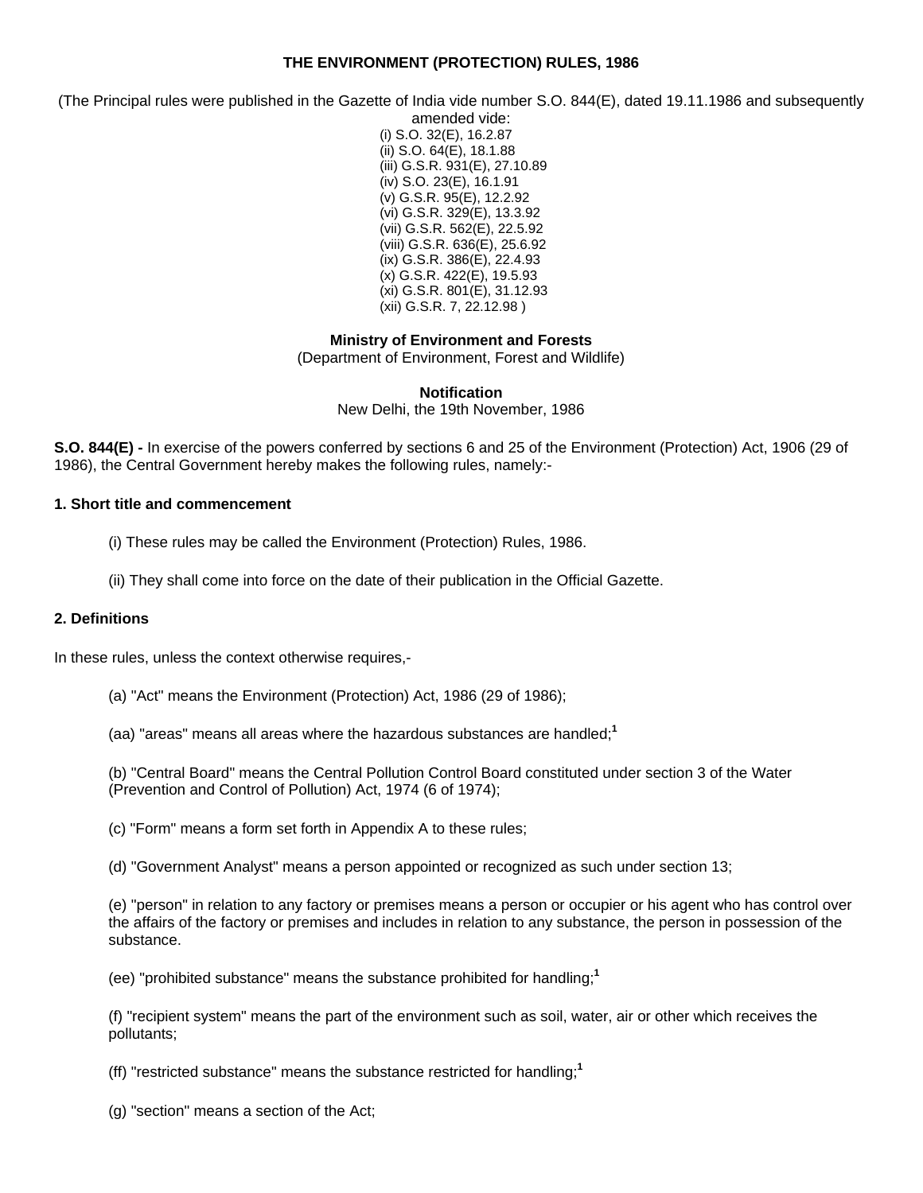# THE ENVIRONMENT (PROTECTION) RULES, 1986

(The Principal rules were published in the Gazette of India vide number S.O. 844(E), dated 19.11.1986 and subsequently amended vide:

(i) S.O. 32(E), 16.2.87
(ii) S.O. 64(E), 18.1.88
(iii) G.S.R. 931(E), 27.10.89
(iv) S.O. 23(E), 16.1.91
(v) G.S.R. 95(E), 12.2.92
(vi) G.S.R. 329(E), 13.3.92
(vii) G.S.R. 562(E), 22.5.92
(viii) G.S.R. 636(E), 25.6.92
(ix) G.S.R. 386(E), 22.4.93
(x) G.S.R. 422(E), 19.5.93
(xi) G.S.R. 801(E), 31.12.93
(xii) G.S.R. 7, 22.12.98 )

**Ministry of Environment and Forests**
(Department of Environment, Forest and Wildlife)

**Notification**
New Delhi, the 19th November, 1986

**S.O. 844(E) -** In exercise of the powers conferred by sections 6 and 25 of the Environment (Protection) Act, 1906 (29 of 1986), the Central Government hereby makes the following rules, namely:-

### 1. Short title and commencement

(i) These rules may be called the Environment (Protection) Rules, 1986.

(ii) They shall come into force on the date of their publication in the Official Gazette.

### 2. Definitions

In these rules, unless the context otherwise requires,-

(a) "Act" means the Environment (Protection) Act, 1986 (29 of 1986);

(aa) "areas" means all areas where the hazardous substances are handled;[1]

(b) "Central Board" means the Central Pollution Control Board constituted under section 3 of the Water (Prevention and Control of Pollution) Act, 1974 (6 of 1974);

(c) "Form" means a form set forth in Appendix A to these rules;

(d) "Government Analyst" means a person appointed or recognized as such under section 13;

(e) "person" in relation to any factory or premises means a person or occupier or his agent who has control over the affairs of the factory or premises and includes in relation to any substance, the person in possession of the substance.

(ee) "prohibited substance" means the substance prohibited for handling;[1]

(f) "recipient system" means the part of the environment such as soil, water, air or other which receives the pollutants;

(ff) "restricted substance" means the substance restricted for handling;[1]

(g) "section" means a section of the Act;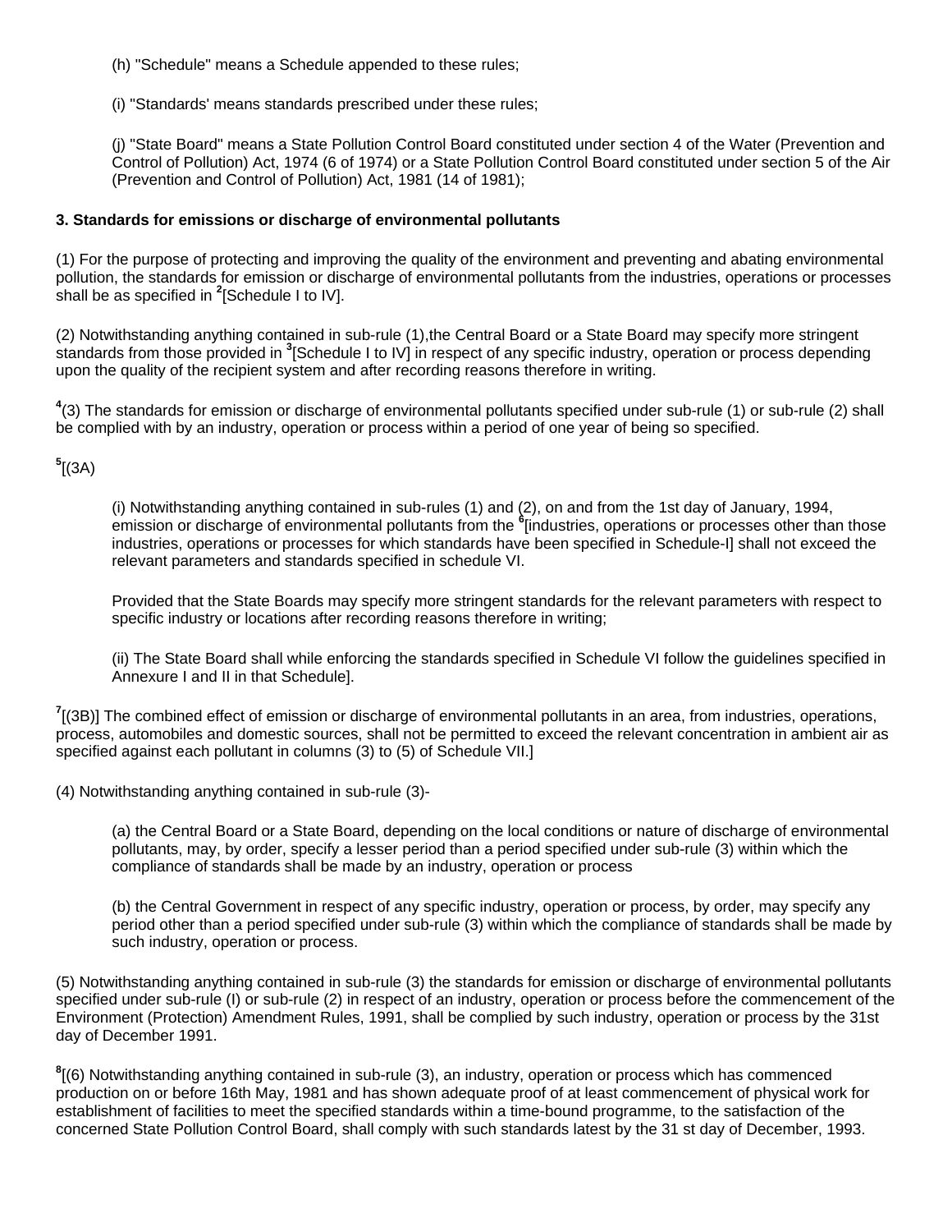(h) "Schedule" means a Schedule appended to these rules;

(i) "Standards' means standards prescribed under these rules;

(j) "State Board" means a State Pollution Control Board constituted under section 4 of the Water (Prevention and Control of Pollution) Act, 1974 (6 of 1974) or a State Pollution Control Board constituted under section 5 of the Air (Prevention and Control of Pollution) Act, 1981 (14 of 1981);

**3. Standards for emissions or discharge of environmental pollutants**

(1) For the purpose of protecting and improving the quality of the environment and preventing and abating environmental pollution, the standards for emission or discharge of environmental pollutants from the industries, operations or processes shall be as specified in [2][Schedule I to IV].

(2) Notwithstanding anything contained in sub-rule (1),the Central Board or a State Board may specify more stringent standards from those provided in [3][Schedule I to IV] in respect of any specific industry, operation or process depending upon the quality of the recipient system and after recording reasons therefore in writing.

[4](3) The standards for emission or discharge of environmental pollutants specified under sub-rule (1) or sub-rule (2) shall be complied with by an industry, operation or process within a period of one year of being so specified.

[5][(3A)

(i) Notwithstanding anything contained in sub-rules (1) and (2), on and from the 1st day of January, 1994, emission or discharge of environmental pollutants from the [6][industries, operations or processes other than those industries, operations or processes for which standards have been specified in Schedule-I] shall not exceed the relevant parameters and standards specified in schedule VI.

Provided that the State Boards may specify more stringent standards for the relevant parameters with respect to specific industry or locations after recording reasons therefore in writing;

(ii) The State Board shall while enforcing the standards specified in Schedule VI follow the guidelines specified in Annexure I and II in that Schedule].

[7][(3B)] The combined effect of emission or discharge of environmental pollutants in an area, from industries, operations, process, automobiles and domestic sources, shall not be permitted to exceed the relevant concentration in ambient air as specified against each pollutant in columns (3) to (5) of Schedule VII.]

(4) Notwithstanding anything contained in sub-rule (3)-

(a) the Central Board or a State Board, depending on the local conditions or nature of discharge of environmental pollutants, may, by order, specify a lesser period than a period specified under sub-rule (3) within which the compliance of standards shall be made by an industry, operation or process

(b) the Central Government in respect of any specific industry, operation or process, by order, may specify any period other than a period specified under sub-rule (3) within which the compliance of standards shall be made by such industry, operation or process.

(5) Notwithstanding anything contained in sub-rule (3) the standards for emission or discharge of environmental pollutants specified under sub-rule (I) or sub-rule (2) in respect of an industry, operation or process before the commencement of the Environment (Protection) Amendment Rules, 1991, shall be complied by such industry, operation or process by the 31st day of December 1991.

[8][(6) Notwithstanding anything contained in sub-rule (3), an industry, operation or process which has commenced production on or before 16th May, 1981 and has shown adequate proof of at least commencement of physical work for establishment of facilities to meet the specified standards within a time-bound programme, to the satisfaction of the concerned State Pollution Control Board, shall comply with such standards latest by the 31 st day of December, 1993.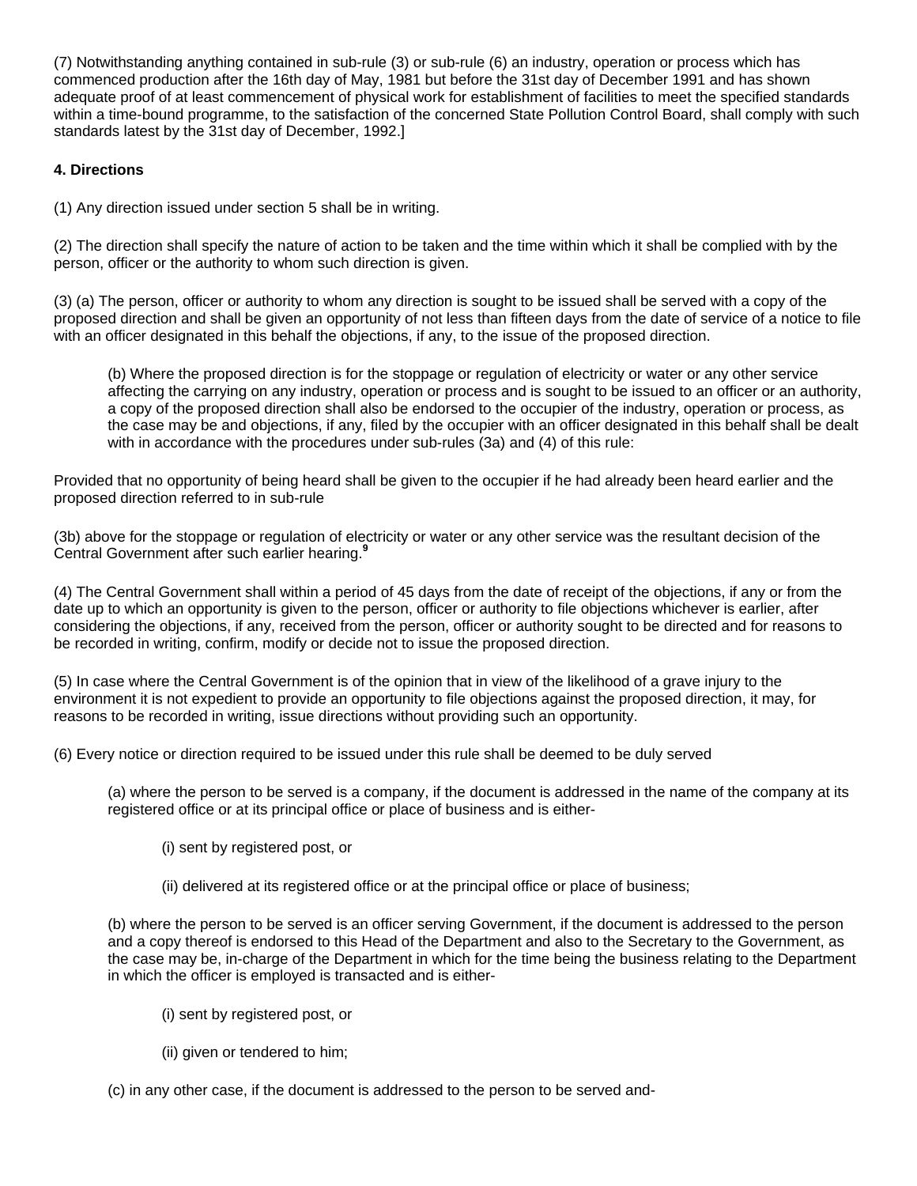(7) Notwithstanding anything contained in sub-rule (3) or sub-rule (6) an industry, operation or process which has commenced production after the 16th day of May, 1981 but before the 31st day of December 1991 and has shown adequate proof of at least commencement of physical work for establishment of facilities to meet the specified standards within a time-bound programme, to the satisfaction of the concerned State Pollution Control Board, shall comply with such standards latest by the 31st day of December, 1992.]

**4. Directions**

(1) Any direction issued under section 5 shall be in writing.

(2) The direction shall specify the nature of action to be taken and the time within which it shall be complied with by the person, officer or the authority to whom such direction is given.

(3) (a) The person, officer or authority to whom any direction is sought to be issued shall be served with a copy of the proposed direction and shall be given an opportunity of not less than fifteen days from the date of service of a notice to file with an officer designated in this behalf the objections, if any, to the issue of the proposed direction.

> (b) Where the proposed direction is for the stoppage or regulation of electricity or water or any other service affecting the carrying on any industry, operation or process and is sought to be issued to an officer or an authority, a copy of the proposed direction shall also be endorsed to the occupier of the industry, operation or process, as the case may be and objections, if any, filed by the occupier with an officer designated in this behalf shall be dealt with in accordance with the procedures under sub-rules (3a) and (4) of this rule:

Provided that no opportunity of being heard shall be given to the occupier if he had already been heard earlier and the proposed direction referred to in sub-rule

(3b) above for the stoppage or regulation of electricity or water or any other service was the resultant decision of the Central Government after such earlier hearing.[9]

(4) The Central Government shall within a period of 45 days from the date of receipt of the objections, if any or from the date up to which an opportunity is given to the person, officer or authority to file objections whichever is earlier, after considering the objections, if any, received from the person, officer or authority sought to be directed and for reasons to be recorded in writing, confirm, modify or decide not to issue the proposed direction.

(5) In case where the Central Government is of the opinion that in view of the likelihood of a grave injury to the environment it is not expedient to provide an opportunity to file objections against the proposed direction, it may, for reasons to be recorded in writing, issue directions without providing such an opportunity.

(6) Every notice or direction required to be issued under this rule shall be deemed to be duly served

> (a) where the person to be served is a company, if the document is addressed in the name of the company at its registered office or at its principal office or place of business and is either-
>
> > (i) sent by registered post, or
> >
> > (ii) delivered at its registered office or at the principal office or place of business;
>
> (b) where the person to be served is an officer serving Government, if the document is addressed to the person and a copy thereof is endorsed to this Head of the Department and also to the Secretary to the Government, as the case may be, in-charge of the Department in which for the time being the business relating to the Department in which the officer is employed is transacted and is either-
>
> > (i) sent by registered post, or
> >
> > (ii) given or tendered to him;
>
> (c) in any other case, if the document is addressed to the person to be served and-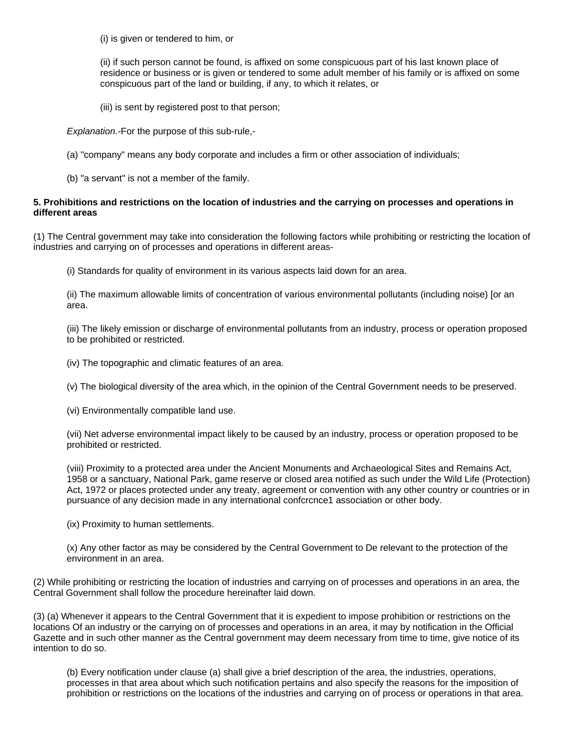(i) is given or tendered to him, or

(ii) if such person cannot be found, is affixed on some conspicuous part of his last known place of residence or business or is given or tendered to some adult member of his family or is affixed on some conspicuous part of the land or building, if any, to which it relates, or

(iii) is sent by registered post to that person;

*Explanation.*-For the purpose of this sub-rule,-

(a) "company" means any body corporate and includes a firm or other association of individuals;

(b) "a servant" is not a member of the family.

**5. Prohibitions and restrictions on the location of industries and the carrying on processes and operations in different areas**

(1) The Central government may take into consideration the following factors while prohibiting or restricting the location of industries and carrying on of processes and operations in different areas-

(i) Standards for quality of environment in its various aspects laid down for an area.

(ii) The maximum allowable limits of concentration of various environmental pollutants (including noise) [or an area.

(iii) The likely emission or discharge of environmental pollutants from an industry, process or operation proposed to be prohibited or restricted.

(iv) The topographic and climatic features of an area.

(v) The biological diversity of the area which, in the opinion of the Central Government needs to be preserved.

(vi) Environmentally compatible land use.

(vii) Net adverse environmental impact likely to be caused by an industry, process or operation proposed to be prohibited or restricted.

(viii) Proximity to a protected area under the Ancient Monuments and Archaeological Sites and Remains Act, 1958 or a sanctuary, National Park, game reserve or closed area notified as such under the Wild Life (Protection) Act, 1972 or places protected under any treaty, agreement or convention with any other country or countries or in pursuance of any decision made in any international confcrcnce1 association or other body.

(ix) Proximity to human settlements.

(x) Any other factor as may be considered by the Central Government to De relevant to the protection of the environment in an area.

(2) While prohibiting or restricting the location of industries and carrying on of processes and operations in an area, the Central Government shall follow the procedure hereinafter laid down.

(3) (a) Whenever it appears to the Central Government that it is expedient to impose prohibition or restrictions on the locations Of an industry or the carrying on of processes and operations in an area, it may by notification in the Official Gazette and in such other manner as the Central government may deem necessary from time to time, give notice of its intention to do so.

(b) Every notification under clause (a) shall give a brief description of the area, the industries, operations, processes in that area about which such notification pertains and also specify the reasons for the imposition of prohibition or restrictions on the locations of the industries and carrying on of process or operations in that area.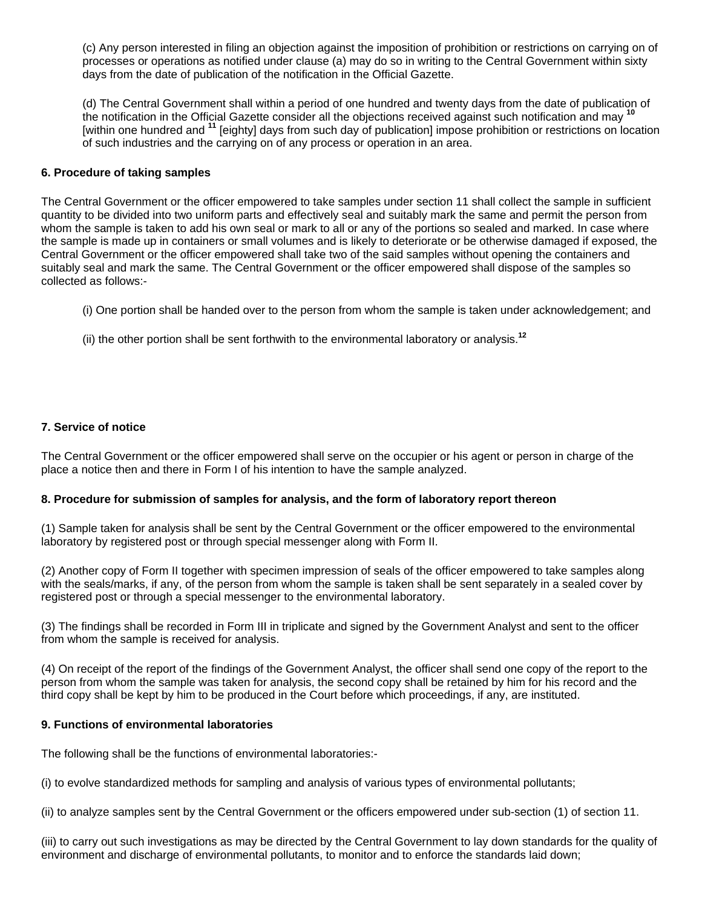(c) Any person interested in filing an objection against the imposition of prohibition or restrictions on carrying on of processes or operations as notified under clause (a) may do so in writing to the Central Government within sixty days from the date of publication of the notification in the Official Gazette.

(d) The Central Government shall within a period of one hundred and twenty days from the date of publication of the notification in the Official Gazette consider all the objections received against such notification and may [10] [within one hundred and [11] [eighty] days from such day of publication] impose prohibition or restrictions on location of such industries and the carrying on of any process or operation in an area.

**6. Procedure of taking samples**

The Central Government or the officer empowered to take samples under section 11 shall collect the sample in sufficient quantity to be divided into two uniform parts and effectively seal and suitably mark the same and permit the person from whom the sample is taken to add his own seal or mark to all or any of the portions so sealed and marked. In case where the sample is made up in containers or small volumes and is likely to deteriorate or be otherwise damaged if exposed, the Central Government or the officer empowered shall take two of the said samples without opening the containers and suitably seal and mark the same. The Central Government or the officer empowered shall dispose of the samples so collected as follows:-

(i) One portion shall be handed over to the person from whom the sample is taken under acknowledgement; and

(ii) the other portion shall be sent forthwith to the environmental laboratory or analysis.[12]

**7. Service of notice**

The Central Government or the officer empowered shall serve on the occupier or his agent or person in charge of the place a notice then and there in Form I of his intention to have the sample analyzed.

**8. Procedure for submission of samples for analysis, and the form of laboratory report thereon**

(1) Sample taken for analysis shall be sent by the Central Government or the officer empowered to the environmental laboratory by registered post or through special messenger along with Form II.

(2) Another copy of Form II together with specimen impression of seals of the officer empowered to take samples along with the seals/marks, if any, of the person from whom the sample is taken shall be sent separately in a sealed cover by registered post or through a special messenger to the environmental laboratory.

(3) The findings shall be recorded in Form III in triplicate and signed by the Government Analyst and sent to the officer from whom the sample is received for analysis.

(4) On receipt of the report of the findings of the Government Analyst, the officer shall send one copy of the report to the person from whom the sample was taken for analysis, the second copy shall be retained by him for his record and the third copy shall be kept by him to be produced in the Court before which proceedings, if any, are instituted.

**9. Functions of environmental laboratories**

The following shall be the functions of environmental laboratories:-

(i) to evolve standardized methods for sampling and analysis of various types of environmental pollutants;

(ii) to analyze samples sent by the Central Government or the officers empowered under sub-section (1) of section 11.

(iii) to carry out such investigations as may be directed by the Central Government to lay down standards for the quality of environment and discharge of environmental pollutants, to monitor and to enforce the standards laid down;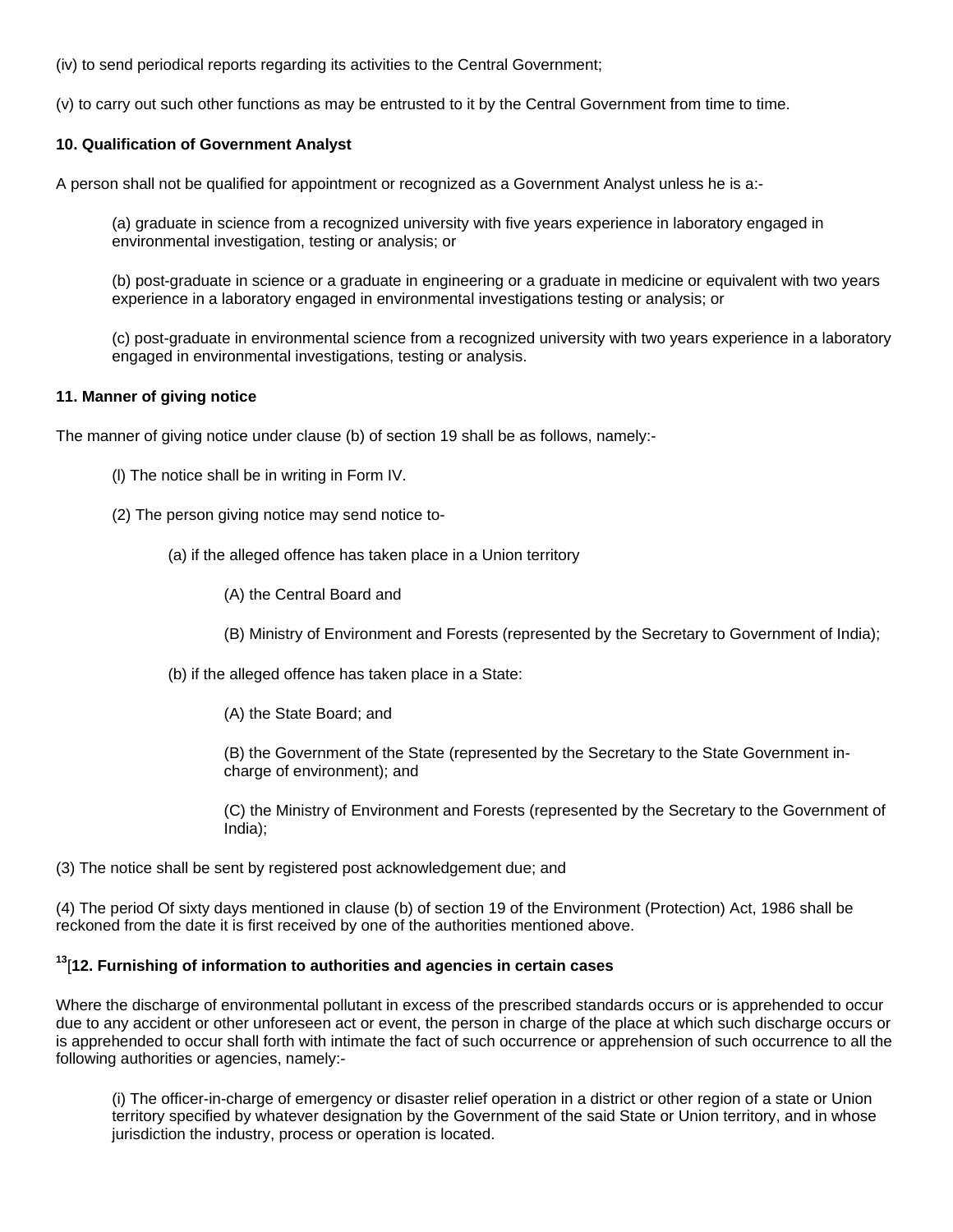(iv) to send periodical reports regarding its activities to the Central Government;

(v) to carry out such other functions as may be entrusted to it by the Central Government from time to time.

**10. Qualification of Government Analyst**

A person shall not be qualified for appointment or recognized as a Government Analyst unless he is a:-

(a) graduate in science from a recognized university with five years experience in laboratory engaged in environmental investigation, testing or analysis; or

(b) post-graduate in science or a graduate in engineering or a graduate in medicine or equivalent with two years experience in a laboratory engaged in environmental investigations testing or analysis; or

(c) post-graduate in environmental science from a recognized university with two years experience in a laboratory engaged in environmental investigations, testing or analysis.

**11. Manner of giving notice**

The manner of giving notice under clause (b) of section 19 shall be as follows, namely:-

(l) The notice shall be in writing in Form IV.

(2) The person giving notice may send notice to-

(a) if the alleged offence has taken place in a Union territory

(A) the Central Board and

(B) Ministry of Environment and Forests (represented by the Secretary to Government of India);

(b) if the alleged offence has taken place in a State:

(A) the State Board; and

(B) the Government of the State (represented by the Secretary to the State Government in-charge of environment); and

(C) the Ministry of Environment and Forests (represented by the Secretary to the Government of India);

(3) The notice shall be sent by registered post acknowledgement due; and

(4) The period Of sixty days mentioned in clause (b) of section 19 of the Environment (Protection) Act, 1986 shall be reckoned from the date it is first received by one of the authorities mentioned above.

[13][**12. Furnishing of information to authorities and agencies in certain cases**

Where the discharge of environmental pollutant in excess of the prescribed standards occurs or is apprehended to occur due to any accident or other unforeseen act or event, the person in charge of the place at which such discharge occurs or is apprehended to occur shall forth with intimate the fact of such occurrence or apprehension of such occurrence to all the following authorities or agencies, namely:-

(i) The officer-in-charge of emergency or disaster relief operation in a district or other region of a state or Union territory specified by whatever designation by the Government of the said State or Union territory, and in whose jurisdiction the industry, process or operation is located.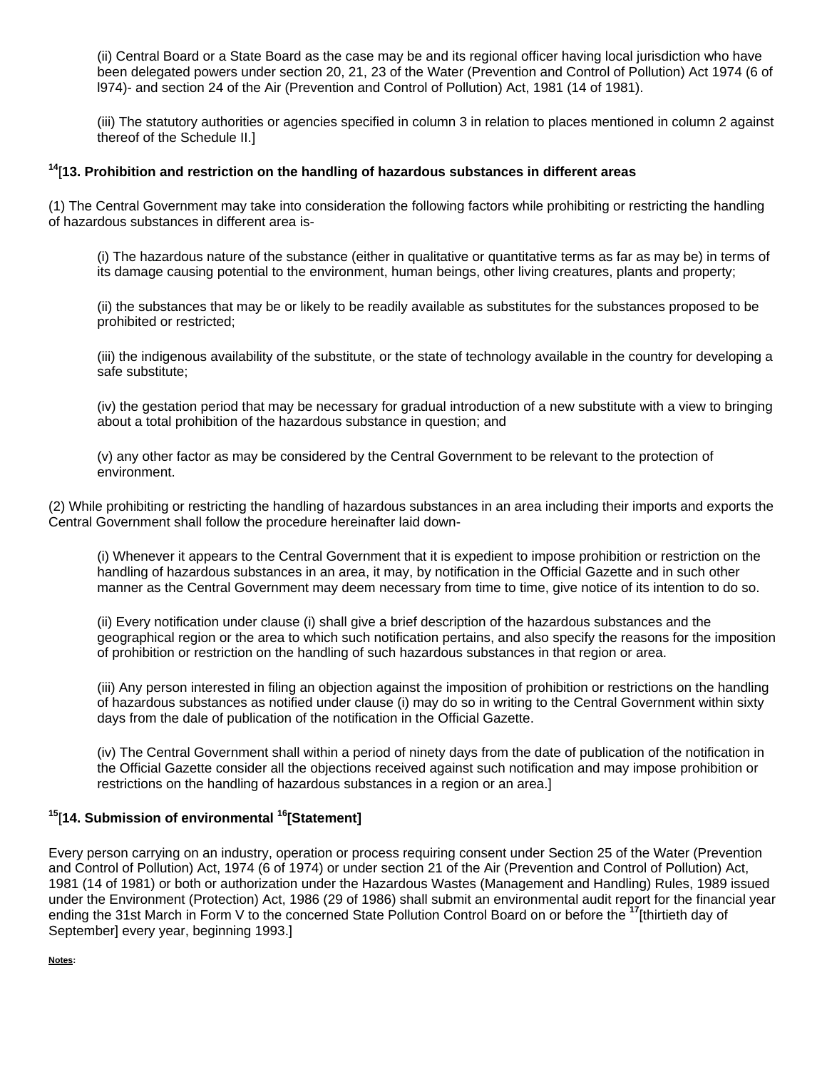(ii) Central Board or a State Board as the case may be and its regional officer having local jurisdiction who have been delegated powers under section 20, 21, 23 of the Water (Prevention and Control of Pollution) Act 1974 (6 of l974)- and section 24 of the Air (Prevention and Control of Pollution) Act, 1981 (14 of 1981).

(iii) The statutory authorities or agencies specified in column 3 in relation to places mentioned in column 2 against thereof of the Schedule II.]

### [14][13. Prohibition and restriction on the handling of hazardous substances in different areas

(1) The Central Government may take into consideration the following factors while prohibiting or restricting the handling of hazardous substances in different area is-

(i) The hazardous nature of the substance (either in qualitative or quantitative terms as far as may be) in terms of its damage causing potential to the environment, human beings, other living creatures, plants and property;

(ii) the substances that may be or likely to be readily available as substitutes for the substances proposed to be prohibited or restricted;

(iii) the indigenous availability of the substitute, or the state of technology available in the country for developing a safe substitute;

(iv) the gestation period that may be necessary for gradual introduction of a new substitute with a view to bringing about a total prohibition of the hazardous substance in question; and

(v) any other factor as may be considered by the Central Government to be relevant to the protection of environment.

(2) While prohibiting or restricting the handling of hazardous substances in an area including their imports and exports the Central Government shall follow the procedure hereinafter laid down-

(i) Whenever it appears to the Central Government that it is expedient to impose prohibition or restriction on the handling of hazardous substances in an area, it may, by notification in the Official Gazette and in such other manner as the Central Government may deem necessary from time to time, give notice of its intention to do so.

(ii) Every notification under clause (i) shall give a brief description of the hazardous substances and the geographical region or the area to which such notification pertains, and also specify the reasons for the imposition of prohibition or restriction on the handling of such hazardous substances in that region or area.

(iii) Any person interested in filing an objection against the imposition of prohibition or restrictions on the handling of hazardous substances as notified under clause (i) may do so in writing to the Central Government within sixty days from the dale of publication of the notification in the Official Gazette.

(iv) The Central Government shall within a period of ninety days from the date of publication of the notification in the Official Gazette consider all the objections received against such notification and may impose prohibition or restrictions on the handling of hazardous substances in a region or an area.]

### [15][14. Submission of environmental [16][Statement]

Every person carrying on an industry, operation or process requiring consent under Section 25 of the Water (Prevention and Control of Pollution) Act, 1974 (6 of 1974) or under section 21 of the Air (Prevention and Control of Pollution) Act, 1981 (14 of 1981) or both or authorization under the Hazardous Wastes (Management and Handling) Rules, 1989 issued under the Environment (Protection) Act, 1986 (29 of 1986) shall submit an environmental audit report for the financial year ending the 31st March in Form V to the concerned State Pollution Control Board on or before the [17][thirtieth day of September] every year, beginning 1993.]

**Notes:**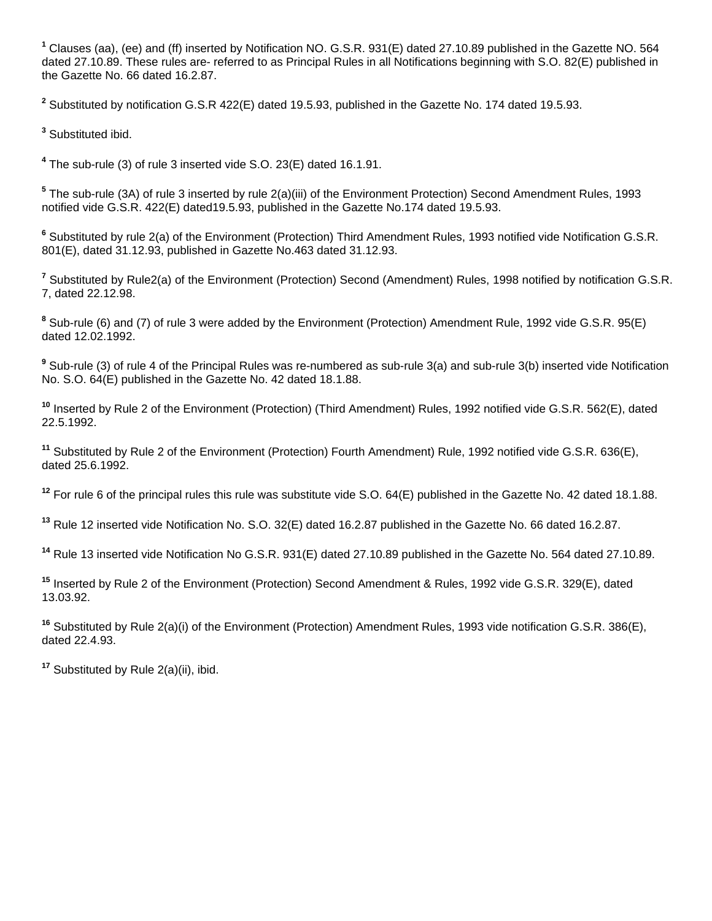[1] Clauses (aa), (ee) and (ff) inserted by Notification NO. G.S.R. 931(E) dated 27.10.89 published in the Gazette NO. 564 dated 27.10.89. These rules are- referred to as Principal Rules in all Notifications beginning with S.O. 82(E) published in the Gazette No. 66 dated 16.2.87.

[2] Substituted by notification G.S.R 422(E) dated 19.5.93, published in the Gazette No. 174 dated 19.5.93.

[3] Substituted ibid.

[4] The sub-rule (3) of rule 3 inserted vide S.O. 23(E) dated 16.1.91.

[5] The sub-rule (3A) of rule 3 inserted by rule 2(a)(iii) of the Environment Protection) Second Amendment Rules, 1993 notified vide G.S.R. 422(E) dated19.5.93, published in the Gazette No.174 dated 19.5.93.

[6] Substituted by rule 2(a) of the Environment (Protection) Third Amendment Rules, 1993 notified vide Notification G.S.R. 801(E), dated 31.12.93, published in Gazette No.463 dated 31.12.93.

[7] Substituted by Rule2(a) of the Environment (Protection) Second (Amendment) Rules, 1998 notified by notification G.S.R. 7, dated 22.12.98.

[8] Sub-rule (6) and (7) of rule 3 were added by the Environment (Protection) Amendment Rule, 1992 vide G.S.R. 95(E) dated 12.02.1992.

[9] Sub-rule (3) of rule 4 of the Principal Rules was re-numbered as sub-rule 3(a) and sub-rule 3(b) inserted vide Notification No. S.O. 64(E) published in the Gazette No. 42 dated 18.1.88.

[10] Inserted by Rule 2 of the Environment (Protection) (Third Amendment) Rules, 1992 notified vide G.S.R. 562(E), dated 22.5.1992.

[11] Substituted by Rule 2 of the Environment (Protection) Fourth Amendment) Rule, 1992 notified vide G.S.R. 636(E), dated 25.6.1992.

[12] For rule 6 of the principal rules this rule was substitute vide S.O. 64(E) published in the Gazette No. 42 dated 18.1.88.

[13] Rule 12 inserted vide Notification No. S.O. 32(E) dated 16.2.87 published in the Gazette No. 66 dated 16.2.87.

[14] Rule 13 inserted vide Notification No G.S.R. 931(E) dated 27.10.89 published in the Gazette No. 564 dated 27.10.89.

[15] Inserted by Rule 2 of the Environment (Protection) Second Amendment & Rules, 1992 vide G.S.R. 329(E), dated 13.03.92.

[16] Substituted by Rule 2(a)(i) of the Environment (Protection) Amendment Rules, 1993 vide notification G.S.R. 386(E), dated 22.4.93.

[17] Substituted by Rule 2(a)(ii), ibid.